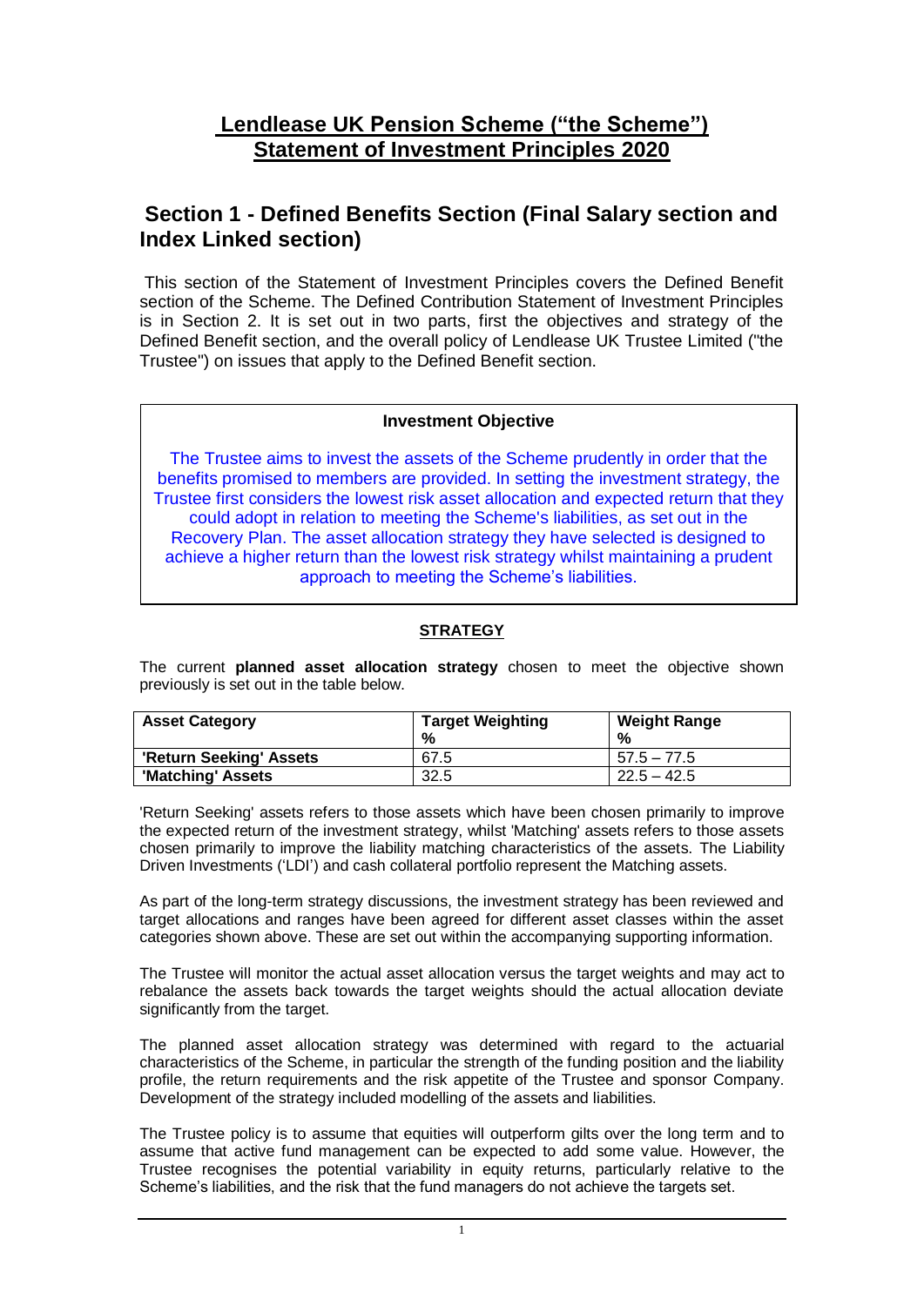# Lendlease UK Pension Scheme ("the Scheme") Statement of Investment Principles 2020

## Section 1 - Defined Benefits Section (Final Salary section and Index Linked section)

This section of the Statement of Investment Principles covers the Defined Benefit section of the Scheme. The Defined Contribution Statement of Investment Principles is in Section 2. It is set out in two parts, first the objectives and strategy of the Defined Benefit section, and the overall policy of Lendlease UK Trustee Limited ("the Trustee") on issues that apply to the Defined Benefit section.

**Investment Objective**

The Trustee aims to invest the assets of the Scheme prudently in order that the benefits promised to members are provided. In setting the investment strategy, the Trustee first considers the lowest risk asset allocation and expected return that they could adopt in relation to meeting the Scheme's liabilities, as set out in the Recovery Plan. The asset allocation strategy they have selected is designed to achieve a higher return than the lowest risk strategy whilst maintaining a prudent approach to meeting the Scheme's liabilities.

### STRATEGY

The current **planned asset allocation strategy** chosen to meet the objective shown previously is set out in the table below.

| Asset Category | Target Weighting % | Weight Range % |
|---|---|---|
| 'Return Seeking' Assets | 67.5 | 57.5 – 77.5 |
| 'Matching' Assets | 32.5 | 22.5 – 42.5 |

'Return Seeking' assets refers to those assets which have been chosen primarily to improve the expected return of the investment strategy, whilst 'Matching' assets refers to those assets chosen primarily to improve the liability matching characteristics of the assets. The Liability Driven Investments ('LDI') and cash collateral portfolio represent the Matching assets.

As part of the long-term strategy discussions, the investment strategy has been reviewed and target allocations and ranges have been agreed for different asset classes within the asset categories shown above. These are set out within the accompanying supporting information.

The Trustee will monitor the actual asset allocation versus the target weights and may act to rebalance the assets back towards the target weights should the actual allocation deviate significantly from the target.

The planned asset allocation strategy was determined with regard to the actuarial characteristics of the Scheme, in particular the strength of the funding position and the liability profile, the return requirements and the risk appetite of the Trustee and sponsor Company. Development of the strategy included modelling of the assets and liabilities.

The Trustee policy is to assume that equities will outperform gilts over the long term and to assume that active fund management can be expected to add some value. However, the Trustee recognises the potential variability in equity returns, particularly relative to the Scheme's liabilities, and the risk that the fund managers do not achieve the targets set.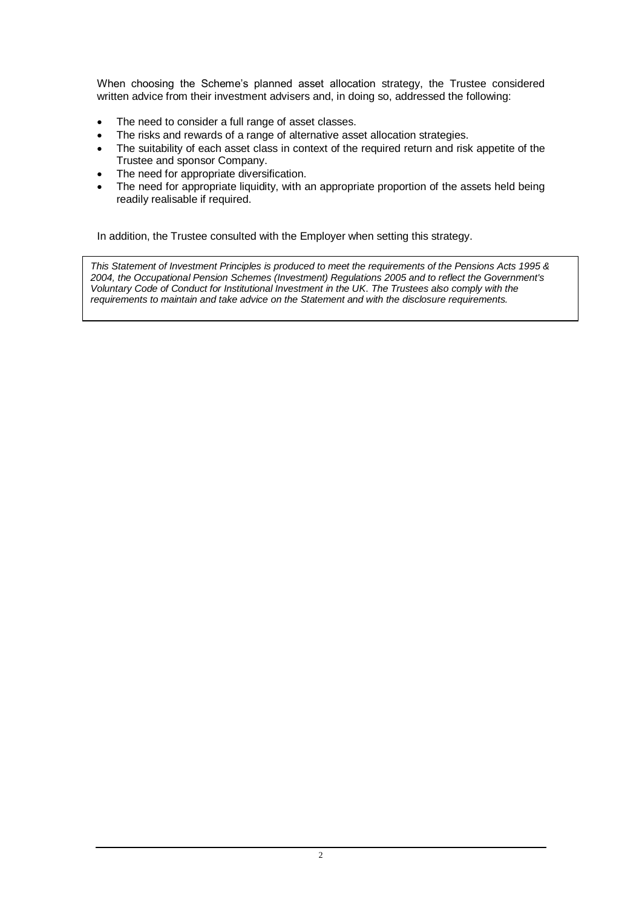When choosing the Scheme's planned asset allocation strategy, the Trustee considered written advice from their investment advisers and, in doing so, addressed the following:

- The need to consider a full range of asset classes.
- The risks and rewards of a range of alternative asset allocation strategies.
- The suitability of each asset class in context of the required return and risk appetite of the Trustee and sponsor Company.
- The need for appropriate diversification.
- The need for appropriate liquidity, with an appropriate proportion of the assets held being readily realisable if required.

In addition, the Trustee consulted with the Employer when setting this strategy.

*This Statement of Investment Principles is produced to meet the requirements of the Pensions Acts 1995 & 2004, the Occupational Pension Schemes (Investment) Regulations 2005 and to reflect the Government's Voluntary Code of Conduct for Institutional Investment in the UK. The Trustees also comply with the requirements to maintain and take advice on the Statement and with the disclosure requirements.*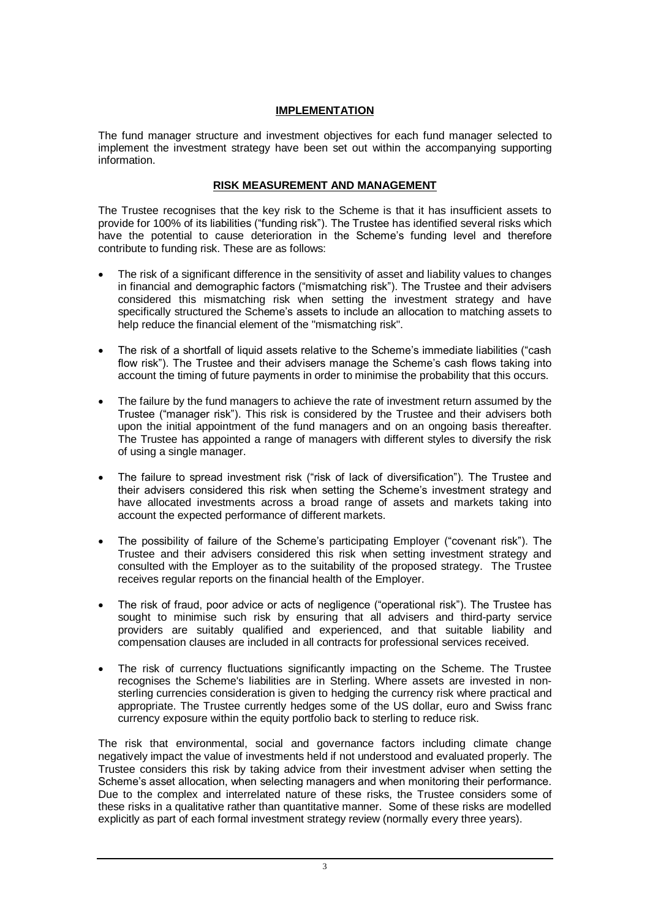## IMPLEMENTATION

The fund manager structure and investment objectives for each fund manager selected to implement the investment strategy have been set out within the accompanying supporting information.

## RISK MEASUREMENT AND MANAGEMENT

The Trustee recognises that the key risk to the Scheme is that it has insufficient assets to provide for 100% of its liabilities ("funding risk"). The Trustee has identified several risks which have the potential to cause deterioration in the Scheme's funding level and therefore contribute to funding risk. These are as follows:

- The risk of a significant difference in the sensitivity of asset and liability values to changes in financial and demographic factors ("mismatching risk"). The Trustee and their advisers considered this mismatching risk when setting the investment strategy and have specifically structured the Scheme's assets to include an allocation to matching assets to help reduce the financial element of the "mismatching risk".
- The risk of a shortfall of liquid assets relative to the Scheme's immediate liabilities ("cash flow risk"). The Trustee and their advisers manage the Scheme's cash flows taking into account the timing of future payments in order to minimise the probability that this occurs.
- The failure by the fund managers to achieve the rate of investment return assumed by the Trustee ("manager risk"). This risk is considered by the Trustee and their advisers both upon the initial appointment of the fund managers and on an ongoing basis thereafter. The Trustee has appointed a range of managers with different styles to diversify the risk of using a single manager.
- The failure to spread investment risk ("risk of lack of diversification"). The Trustee and their advisers considered this risk when setting the Scheme's investment strategy and have allocated investments across a broad range of assets and markets taking into account the expected performance of different markets.
- The possibility of failure of the Scheme's participating Employer ("covenant risk"). The Trustee and their advisers considered this risk when setting investment strategy and consulted with the Employer as to the suitability of the proposed strategy. The Trustee receives regular reports on the financial health of the Employer.
- The risk of fraud, poor advice or acts of negligence ("operational risk"). The Trustee has sought to minimise such risk by ensuring that all advisers and third-party service providers are suitably qualified and experienced, and that suitable liability and compensation clauses are included in all contracts for professional services received.
- The risk of currency fluctuations significantly impacting on the Scheme. The Trustee recognises the Scheme's liabilities are in Sterling. Where assets are invested in non-sterling currencies consideration is given to hedging the currency risk where practical and appropriate. The Trustee currently hedges some of the US dollar, euro and Swiss franc currency exposure within the equity portfolio back to sterling to reduce risk.

The risk that environmental, social and governance factors including climate change negatively impact the value of investments held if not understood and evaluated properly. The Trustee considers this risk by taking advice from their investment adviser when setting the Scheme's asset allocation, when selecting managers and when monitoring their performance. Due to the complex and interrelated nature of these risks, the Trustee considers some of these risks in a qualitative rather than quantitative manner. Some of these risks are modelled explicitly as part of each formal investment strategy review (normally every three years).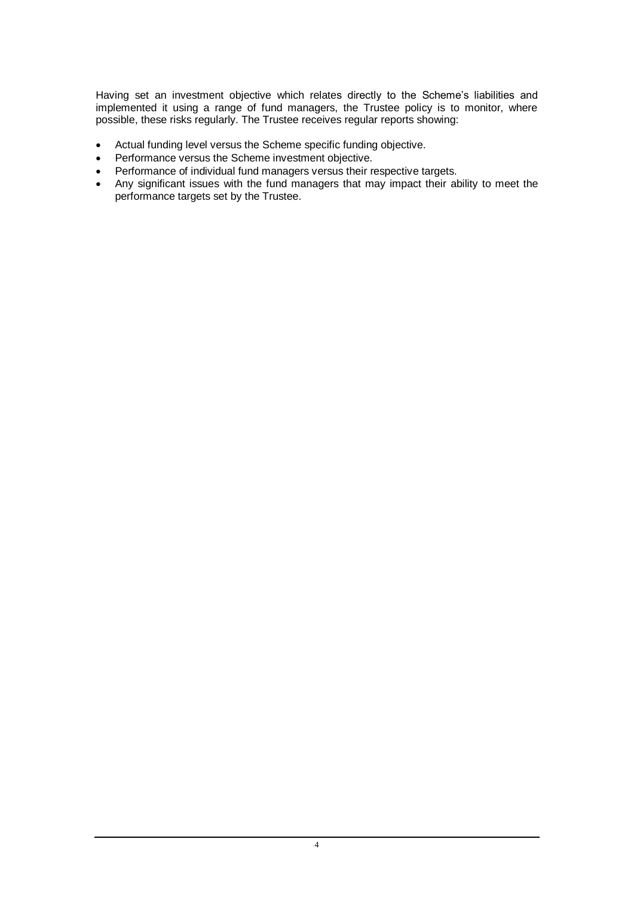Having set an investment objective which relates directly to the Scheme's liabilities and implemented it using a range of fund managers, the Trustee policy is to monitor, where possible, these risks regularly. The Trustee receives regular reports showing:

- Actual funding level versus the Scheme specific funding objective.
- Performance versus the Scheme investment objective.
- Performance of individual fund managers versus their respective targets.
- Any significant issues with the fund managers that may impact their ability to meet the performance targets set by the Trustee.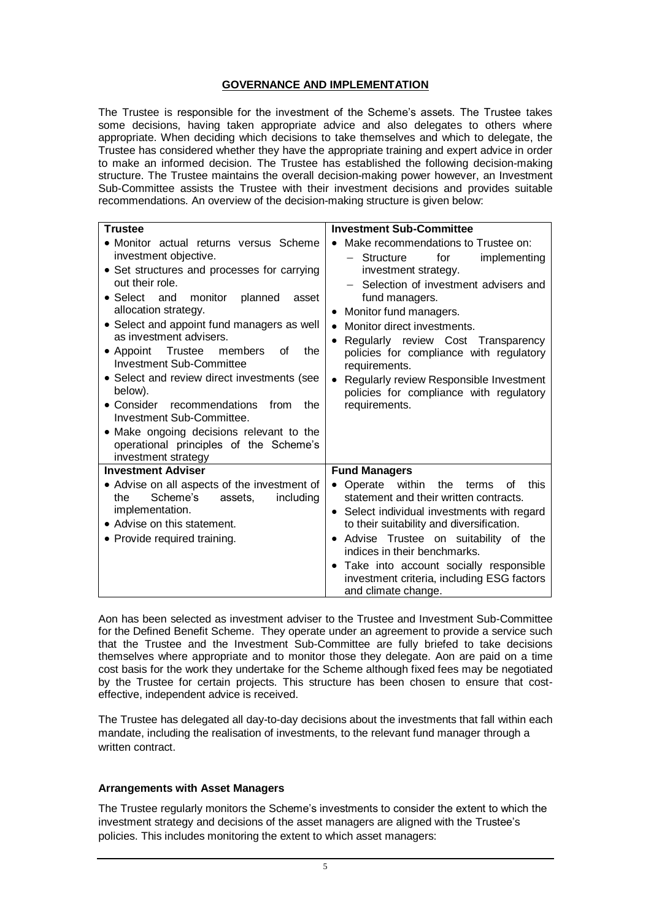## GOVERNANCE AND IMPLEMENTATION

The Trustee is responsible for the investment of the Scheme's assets. The Trustee takes some decisions, having taken appropriate advice and also delegates to others where appropriate. When deciding which decisions to take themselves and which to delegate, the Trustee has considered whether they have the appropriate training and expert advice in order to make an informed decision. The Trustee has established the following decision-making structure. The Trustee maintains the overall decision-making power however, an Investment Sub-Committee assists the Trustee with their investment decisions and provides suitable recommendations. An overview of the decision-making structure is given below:

| **Trustee** | **Investment Sub-Committee** |
|---|---|
| • Monitor actual returns versus Scheme investment objective.<br>• Set structures and processes for carrying out their role.<br>• Select and monitor planned asset allocation strategy.<br>• Select and appoint fund managers as well as investment advisers.<br>• Appoint Trustee members of the Investment Sub-Committee<br>• Select and review direct investments (see below).<br>• Consider recommendations from the Investment Sub-Committee.<br>• Make ongoing decisions relevant to the operational principles of the Scheme's investment strategy | • Make recommendations to Trustee on:<br>&nbsp;&nbsp;– Structure for implementing investment strategy.<br>&nbsp;&nbsp;– Selection of investment advisers and fund managers.<br>• Monitor fund managers.<br>• Monitor direct investments.<br>• Regularly review Cost Transparency policies for compliance with regulatory requirements.<br>• Regularly review Responsible Investment policies for compliance with regulatory requirements. |
| **Investment Adviser** | **Fund Managers** |
| • Advise on all aspects of the investment of the Scheme's assets, including implementation.<br>• Advise on this statement.<br>• Provide required training. | • Operate within the terms of this statement and their written contracts.<br>• Select individual investments with regard to their suitability and diversification.<br>• Advise Trustee on suitability of the indices in their benchmarks.<br>• Take into account socially responsible investment criteria, including ESG factors and climate change. |

Aon has been selected as investment adviser to the Trustee and Investment Sub-Committee for the Defined Benefit Scheme. They operate under an agreement to provide a service such that the Trustee and the Investment Sub-Committee are fully briefed to take decisions themselves where appropriate and to monitor those they delegate. Aon are paid on a time cost basis for the work they undertake for the Scheme although fixed fees may be negotiated by the Trustee for certain projects. This structure has been chosen to ensure that cost-effective, independent advice is received.

The Trustee has delegated all day-to-day decisions about the investments that fall within each mandate, including the realisation of investments, to the relevant fund manager through a written contract.

### Arrangements with Asset Managers

The Trustee regularly monitors the Scheme's investments to consider the extent to which the investment strategy and decisions of the asset managers are aligned with the Trustee's policies. This includes monitoring the extent to which asset managers: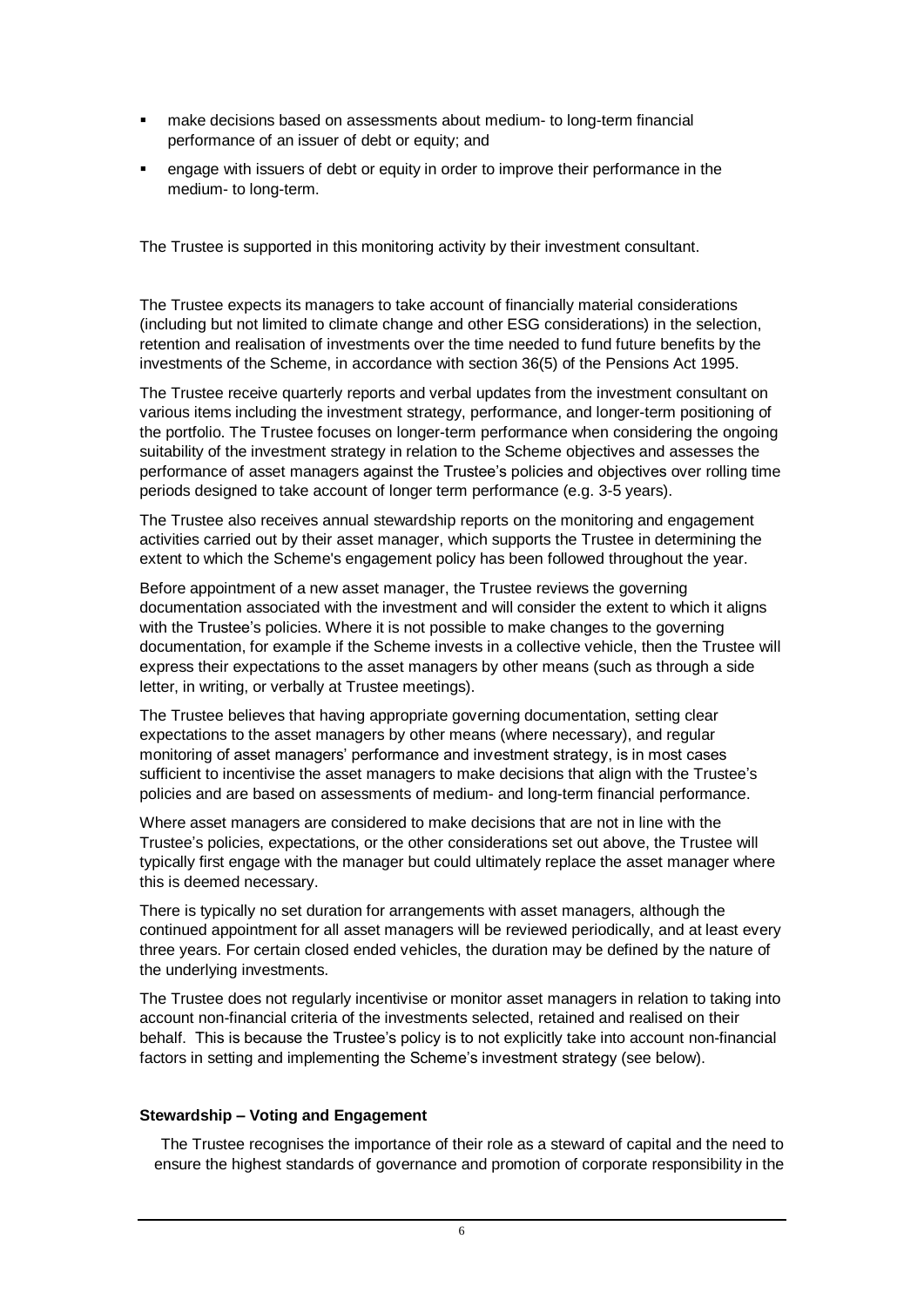- make decisions based on assessments about medium- to long-term financial performance of an issuer of debt or equity; and
- engage with issuers of debt or equity in order to improve their performance in the medium- to long-term.

The Trustee is supported in this monitoring activity by their investment consultant.

The Trustee expects its managers to take account of financially material considerations (including but not limited to climate change and other ESG considerations) in the selection, retention and realisation of investments over the time needed to fund future benefits by the investments of the Scheme, in accordance with section 36(5) of the Pensions Act 1995.

The Trustee receive quarterly reports and verbal updates from the investment consultant on various items including the investment strategy, performance, and longer-term positioning of the portfolio. The Trustee focuses on longer-term performance when considering the ongoing suitability of the investment strategy in relation to the Scheme objectives and assesses the performance of asset managers against the Trustee's policies and objectives over rolling time periods designed to take account of longer term performance (e.g. 3-5 years).

The Trustee also receives annual stewardship reports on the monitoring and engagement activities carried out by their asset manager, which supports the Trustee in determining the extent to which the Scheme's engagement policy has been followed throughout the year.

Before appointment of a new asset manager, the Trustee reviews the governing documentation associated with the investment and will consider the extent to which it aligns with the Trustee's policies. Where it is not possible to make changes to the governing documentation, for example if the Scheme invests in a collective vehicle, then the Trustee will express their expectations to the asset managers by other means (such as through a side letter, in writing, or verbally at Trustee meetings).

The Trustee believes that having appropriate governing documentation, setting clear expectations to the asset managers by other means (where necessary), and regular monitoring of asset managers' performance and investment strategy, is in most cases sufficient to incentivise the asset managers to make decisions that align with the Trustee's policies and are based on assessments of medium- and long-term financial performance.

Where asset managers are considered to make decisions that are not in line with the Trustee's policies, expectations, or the other considerations set out above, the Trustee will typically first engage with the manager but could ultimately replace the asset manager where this is deemed necessary.

There is typically no set duration for arrangements with asset managers, although the continued appointment for all asset managers will be reviewed periodically, and at least every three years. For certain closed ended vehicles, the duration may be defined by the nature of the underlying investments.

The Trustee does not regularly incentivise or monitor asset managers in relation to taking into account non-financial criteria of the investments selected, retained and realised on their behalf. This is because the Trustee's policy is to not explicitly take into account non-financial factors in setting and implementing the Scheme's investment strategy (see below).

**Stewardship – Voting and Engagement**

The Trustee recognises the importance of their role as a steward of capital and the need to ensure the highest standards of governance and promotion of corporate responsibility in the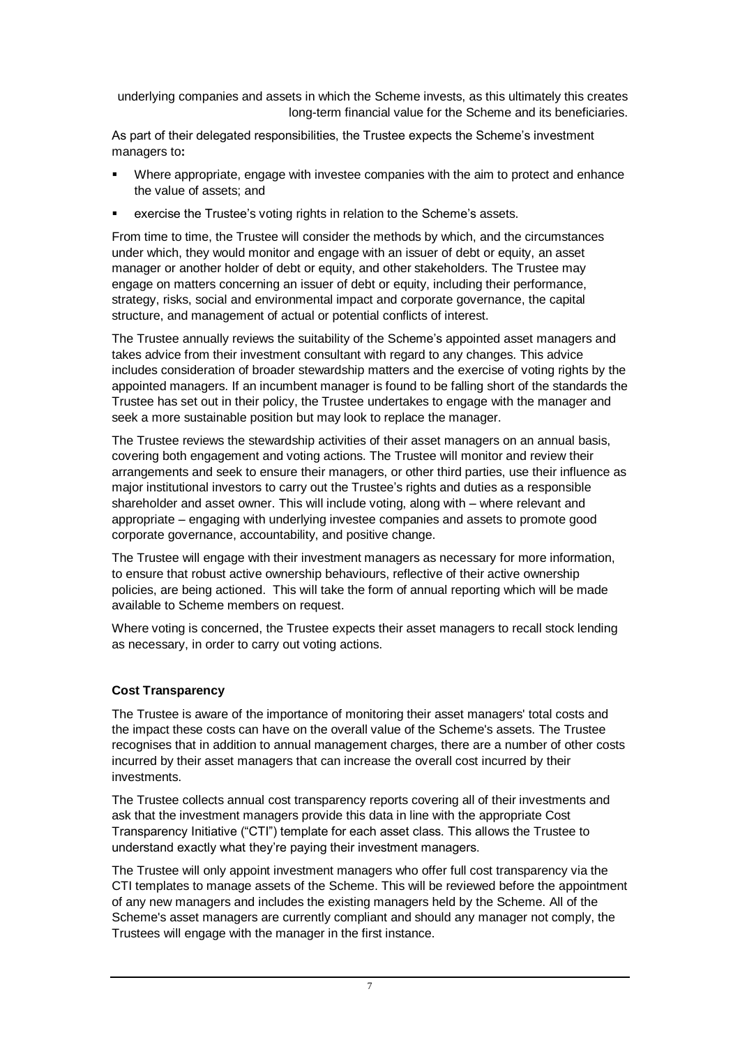underlying companies and assets in which the Scheme invests, as this ultimately this creates long-term financial value for the Scheme and its beneficiaries.

As part of their delegated responsibilities, the Trustee expects the Scheme's investment managers to**:**

- Where appropriate, engage with investee companies with the aim to protect and enhance the value of assets; and
- exercise the Trustee's voting rights in relation to the Scheme's assets.

From time to time, the Trustee will consider the methods by which, and the circumstances under which, they would monitor and engage with an issuer of debt or equity, an asset manager or another holder of debt or equity, and other stakeholders. The Trustee may engage on matters concerning an issuer of debt or equity, including their performance, strategy, risks, social and environmental impact and corporate governance, the capital structure, and management of actual or potential conflicts of interest.

The Trustee annually reviews the suitability of the Scheme's appointed asset managers and takes advice from their investment consultant with regard to any changes. This advice includes consideration of broader stewardship matters and the exercise of voting rights by the appointed managers. If an incumbent manager is found to be falling short of the standards the Trustee has set out in their policy, the Trustee undertakes to engage with the manager and seek a more sustainable position but may look to replace the manager.

The Trustee reviews the stewardship activities of their asset managers on an annual basis, covering both engagement and voting actions. The Trustee will monitor and review their arrangements and seek to ensure their managers, or other third parties, use their influence as major institutional investors to carry out the Trustee's rights and duties as a responsible shareholder and asset owner. This will include voting, along with – where relevant and appropriate – engaging with underlying investee companies and assets to promote good corporate governance, accountability, and positive change.

The Trustee will engage with their investment managers as necessary for more information, to ensure that robust active ownership behaviours, reflective of their active ownership policies, are being actioned. This will take the form of annual reporting which will be made available to Scheme members on request.

Where voting is concerned, the Trustee expects their asset managers to recall stock lending as necessary, in order to carry out voting actions.

**Cost Transparency**

The Trustee is aware of the importance of monitoring their asset managers' total costs and the impact these costs can have on the overall value of the Scheme's assets. The Trustee recognises that in addition to annual management charges, there are a number of other costs incurred by their asset managers that can increase the overall cost incurred by their investments.

The Trustee collects annual cost transparency reports covering all of their investments and ask that the investment managers provide this data in line with the appropriate Cost Transparency Initiative ("CTI") template for each asset class. This allows the Trustee to understand exactly what they're paying their investment managers.

The Trustee will only appoint investment managers who offer full cost transparency via the CTI templates to manage assets of the Scheme. This will be reviewed before the appointment of any new managers and includes the existing managers held by the Scheme. All of the Scheme's asset managers are currently compliant and should any manager not comply, the Trustees will engage with the manager in the first instance.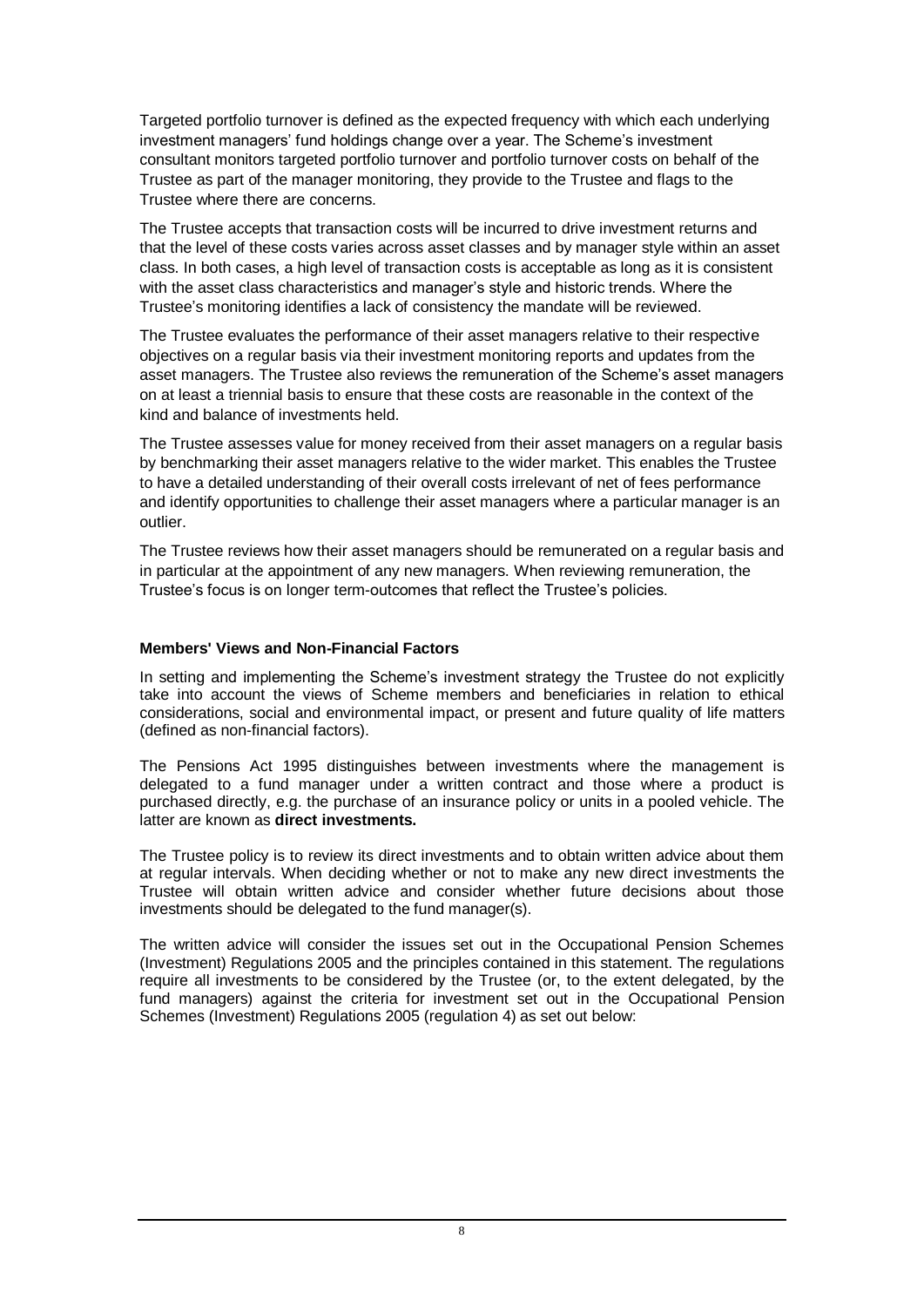Targeted portfolio turnover is defined as the expected frequency with which each underlying investment managers' fund holdings change over a year. The Scheme's investment consultant monitors targeted portfolio turnover and portfolio turnover costs on behalf of the Trustee as part of the manager monitoring, they provide to the Trustee and flags to the Trustee where there are concerns.

The Trustee accepts that transaction costs will be incurred to drive investment returns and that the level of these costs varies across asset classes and by manager style within an asset class. In both cases, a high level of transaction costs is acceptable as long as it is consistent with the asset class characteristics and manager's style and historic trends. Where the Trustee's monitoring identifies a lack of consistency the mandate will be reviewed.

The Trustee evaluates the performance of their asset managers relative to their respective objectives on a regular basis via their investment monitoring reports and updates from the asset managers. The Trustee also reviews the remuneration of the Scheme's asset managers on at least a triennial basis to ensure that these costs are reasonable in the context of the kind and balance of investments held.

The Trustee assesses value for money received from their asset managers on a regular basis by benchmarking their asset managers relative to the wider market. This enables the Trustee to have a detailed understanding of their overall costs irrelevant of net of fees performance and identify opportunities to challenge their asset managers where a particular manager is an outlier.

The Trustee reviews how their asset managers should be remunerated on a regular basis and in particular at the appointment of any new managers. When reviewing remuneration, the Trustee's focus is on longer term-outcomes that reflect the Trustee's policies.

**Members' Views and Non-Financial Factors**

In setting and implementing the Scheme's investment strategy the Trustee do not explicitly take into account the views of Scheme members and beneficiaries in relation to ethical considerations, social and environmental impact, or present and future quality of life matters (defined as non-financial factors).

The Pensions Act 1995 distinguishes between investments where the management is delegated to a fund manager under a written contract and those where a product is purchased directly, e.g. the purchase of an insurance policy or units in a pooled vehicle. The latter are known as **direct investments.**

The Trustee policy is to review its direct investments and to obtain written advice about them at regular intervals. When deciding whether or not to make any new direct investments the Trustee will obtain written advice and consider whether future decisions about those investments should be delegated to the fund manager(s).

The written advice will consider the issues set out in the Occupational Pension Schemes (Investment) Regulations 2005 and the principles contained in this statement. The regulations require all investments to be considered by the Trustee (or, to the extent delegated, by the fund managers) against the criteria for investment set out in the Occupational Pension Schemes (Investment) Regulations 2005 (regulation 4) as set out below: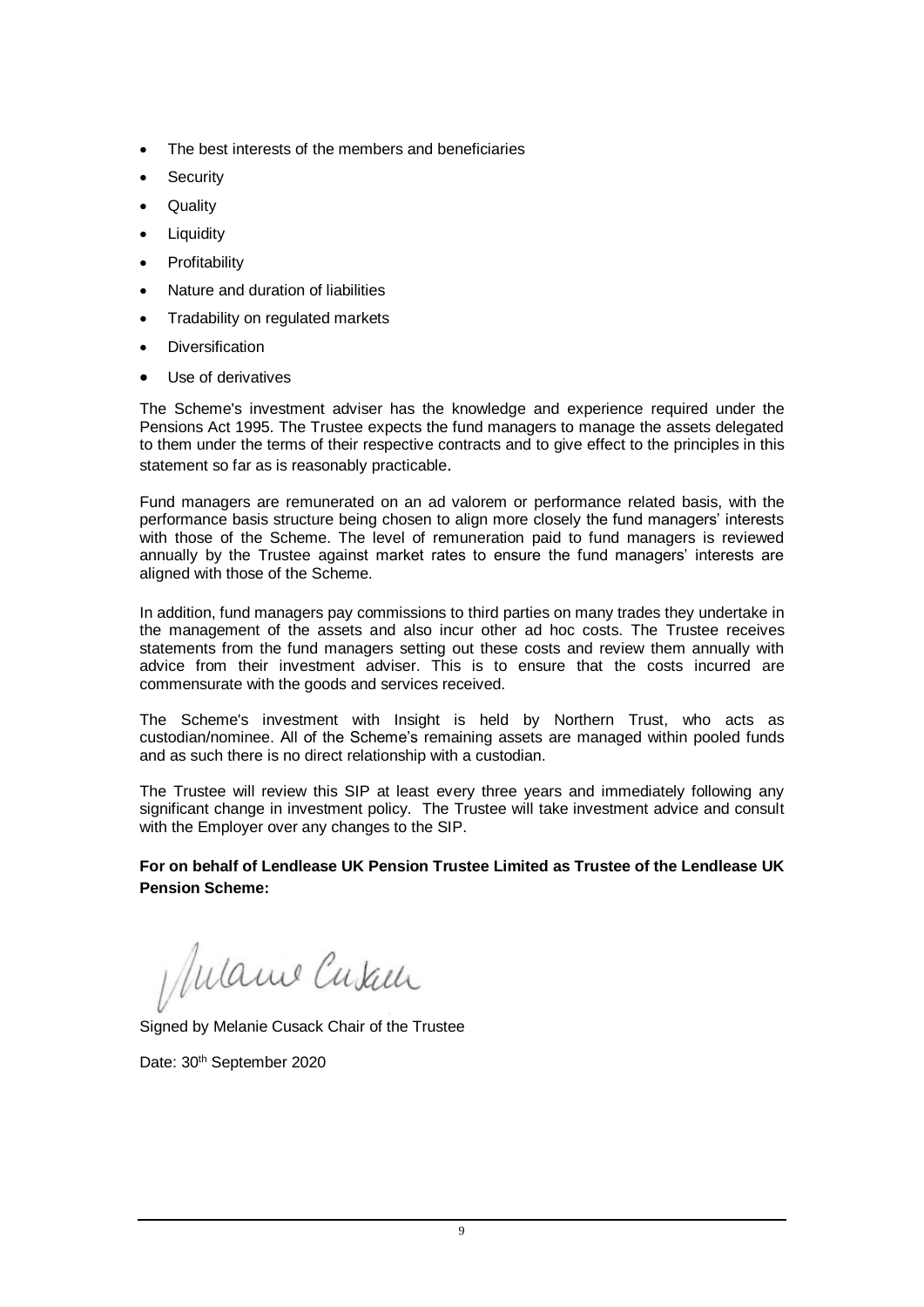- The best interests of the members and beneficiaries
- Security
- Quality
- Liquidity
- Profitability
- Nature and duration of liabilities
- Tradability on regulated markets
- Diversification
- Use of derivatives

The Scheme's investment adviser has the knowledge and experience required under the Pensions Act 1995. The Trustee expects the fund managers to manage the assets delegated to them under the terms of their respective contracts and to give effect to the principles in this statement so far as is reasonably practicable.

Fund managers are remunerated on an ad valorem or performance related basis, with the performance basis structure being chosen to align more closely the fund managers' interests with those of the Scheme. The level of remuneration paid to fund managers is reviewed annually by the Trustee against market rates to ensure the fund managers' interests are aligned with those of the Scheme.

In addition, fund managers pay commissions to third parties on many trades they undertake in the management of the assets and also incur other ad hoc costs. The Trustee receives statements from the fund managers setting out these costs and review them annually with advice from their investment adviser. This is to ensure that the costs incurred are commensurate with the goods and services received.

The Scheme's investment with Insight is held by Northern Trust, who acts as custodian/nominee. All of the Scheme's remaining assets are managed within pooled funds and as such there is no direct relationship with a custodian.

The Trustee will review this SIP at least every three years and immediately following any significant change in investment policy. The Trustee will take investment advice and consult with the Employer over any changes to the SIP.

**For on behalf of Lendlease UK Pension Trustee Limited as Trustee of the Lendlease UK Pension Scheme:**

Signed by Melanie Cusack Chair of the Trustee

Date: 30th September 2020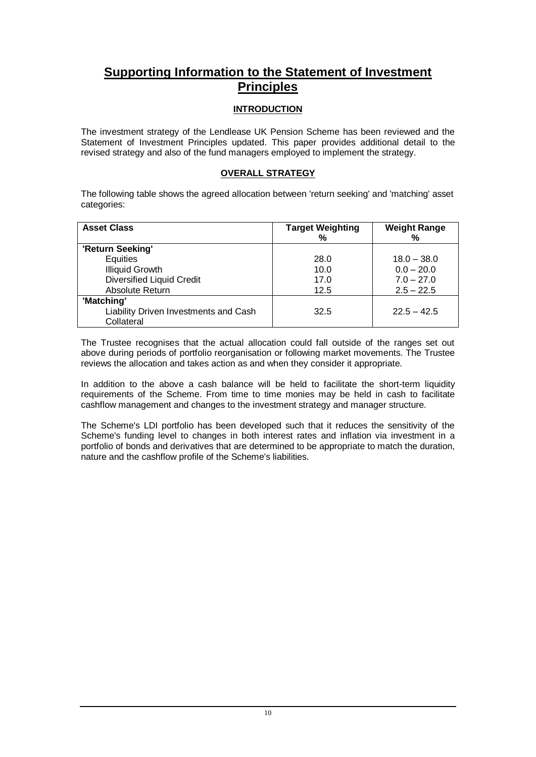# Supporting Information to the Statement of Investment Principles

## INTRODUCTION

The investment strategy of the Lendlease UK Pension Scheme has been reviewed and the Statement of Investment Principles updated. This paper provides additional detail to the revised strategy and also of the fund managers employed to implement the strategy.

## OVERALL STRATEGY

The following table shows the agreed allocation between 'return seeking' and 'matching' asset categories:

| Asset Class | Target Weighting % | Weight Range % |
|---|---|---|
| **'Return Seeking'** | | |
| Equities | 28.0 | 18.0 – 38.0 |
| Illiquid Growth | 10.0 | 0.0 – 20.0 |
| Diversified Liquid Credit | 17.0 | 7.0 – 27.0 |
| Absolute Return | 12.5 | 2.5 – 22.5 |
| **'Matching'** | | |
| Liability Driven Investments and Cash Collateral | 32.5 | 22.5 – 42.5 |

The Trustee recognises that the actual allocation could fall outside of the ranges set out above during periods of portfolio reorganisation or following market movements. The Trustee reviews the allocation and takes action as and when they consider it appropriate.

In addition to the above a cash balance will be held to facilitate the short-term liquidity requirements of the Scheme. From time to time monies may be held in cash to facilitate cashflow management and changes to the investment strategy and manager structure.

The Scheme's LDI portfolio has been developed such that it reduces the sensitivity of the Scheme's funding level to changes in both interest rates and inflation via investment in a portfolio of bonds and derivatives that are determined to be appropriate to match the duration, nature and the cashflow profile of the Scheme's liabilities.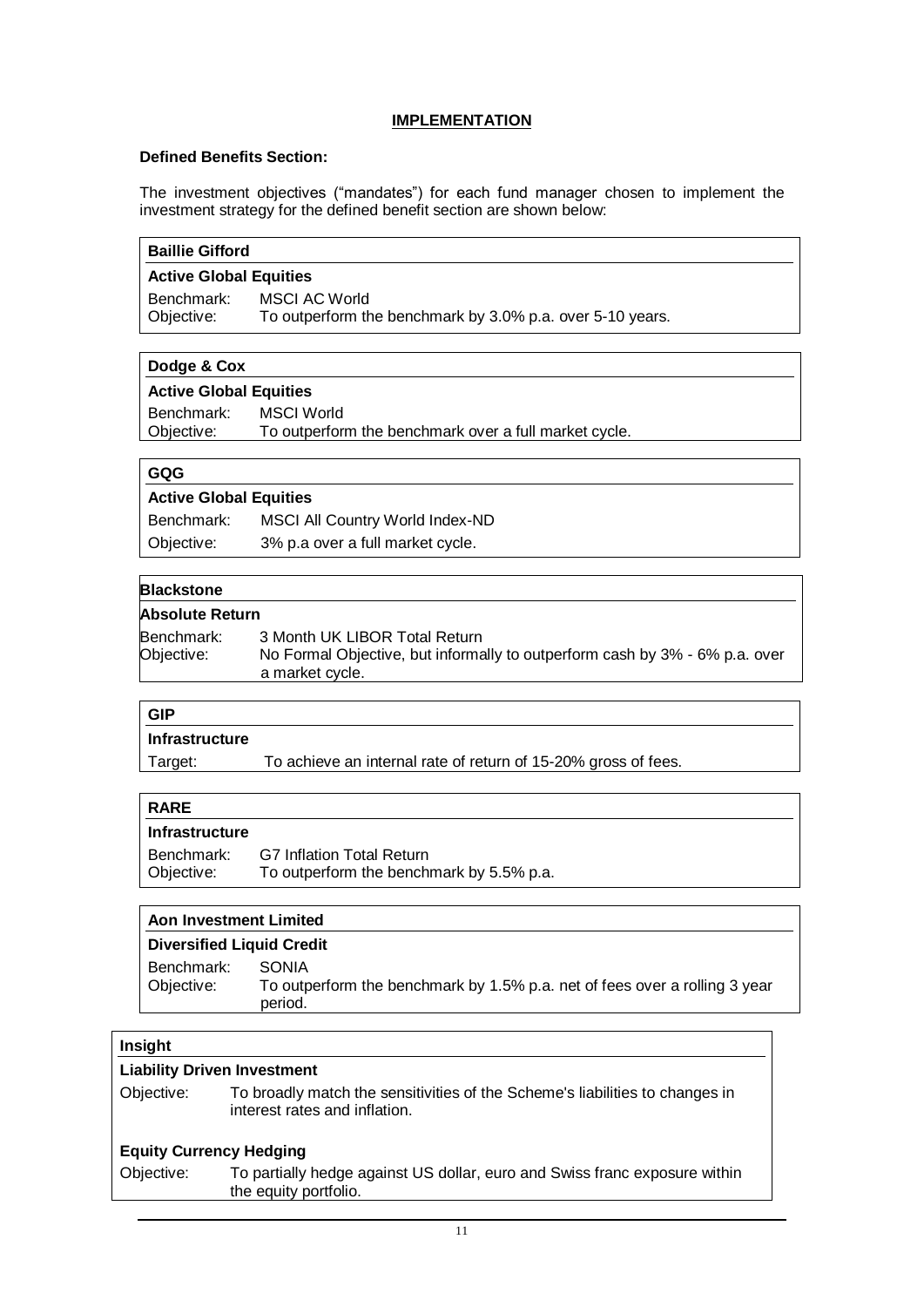## IMPLEMENTATION

**Defined Benefits Section:**

The investment objectives ("mandates") for each fund manager chosen to implement the investment strategy for the defined benefit section are shown below:

**Baillie Gifford**

**Active Global Equities**

| | |
|---|---|
| Benchmark: | MSCI AC World |
| Objective: | To outperform the benchmark by 3.0% p.a. over 5-10 years. |

**Dodge & Cox**

**Active Global Equities**

| | |
|---|---|
| Benchmark: | MSCI World |
| Objective: | To outperform the benchmark over a full market cycle. |

**GQG**

**Active Global Equities**

| | |
|---|---|
| Benchmark: | MSCI All Country World Index-ND |
| Objective: | 3% p.a over a full market cycle. |

**Blackstone**

**Absolute Return**

| | |
|---|---|
| Benchmark: | 3 Month UK LIBOR Total Return |
| Objective: | No Formal Objective, but informally to outperform cash by 3% - 6% p.a. over a market cycle. |

**GIP**

**Infrastructure**

| | |
|---|---|
| Target: | To achieve an internal rate of return of 15-20% gross of fees. |

**RARE**

**Infrastructure**

| | |
|---|---|
| Benchmark: | G7 Inflation Total Return |
| Objective: | To outperform the benchmark by 5.5% p.a. |

**Aon Investment Limited**

**Diversified Liquid Credit**

| | |
|---|---|
| Benchmark: | SONIA |
| Objective: | To outperform the benchmark by 1.5% p.a. net of fees over a rolling 3 year period. |

**Insight**

**Liability Driven Investment**

| | |
|---|---|
| Objective: | To broadly match the sensitivities of the Scheme's liabilities to changes in interest rates and inflation. |

**Equity Currency Hedging**

| | |
|---|---|
| Objective: | To partially hedge against US dollar, euro and Swiss franc exposure within the equity portfolio. |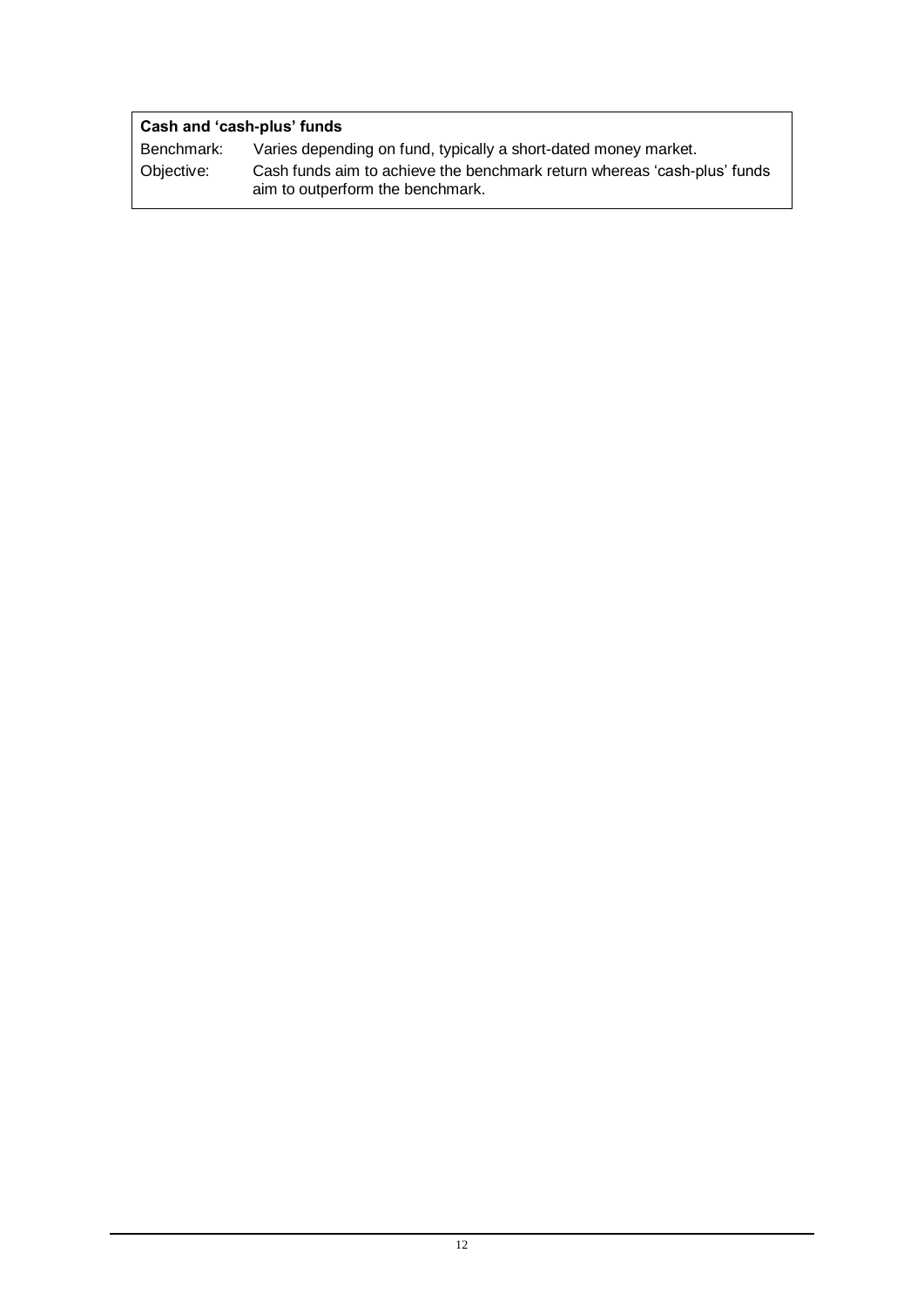**Cash and 'cash-plus' funds**

| | |
|---|---|
| Benchmark: | Varies depending on fund, typically a short-dated money market. |
| Objective: | Cash funds aim to achieve the benchmark return whereas 'cash-plus' funds aim to outperform the benchmark. |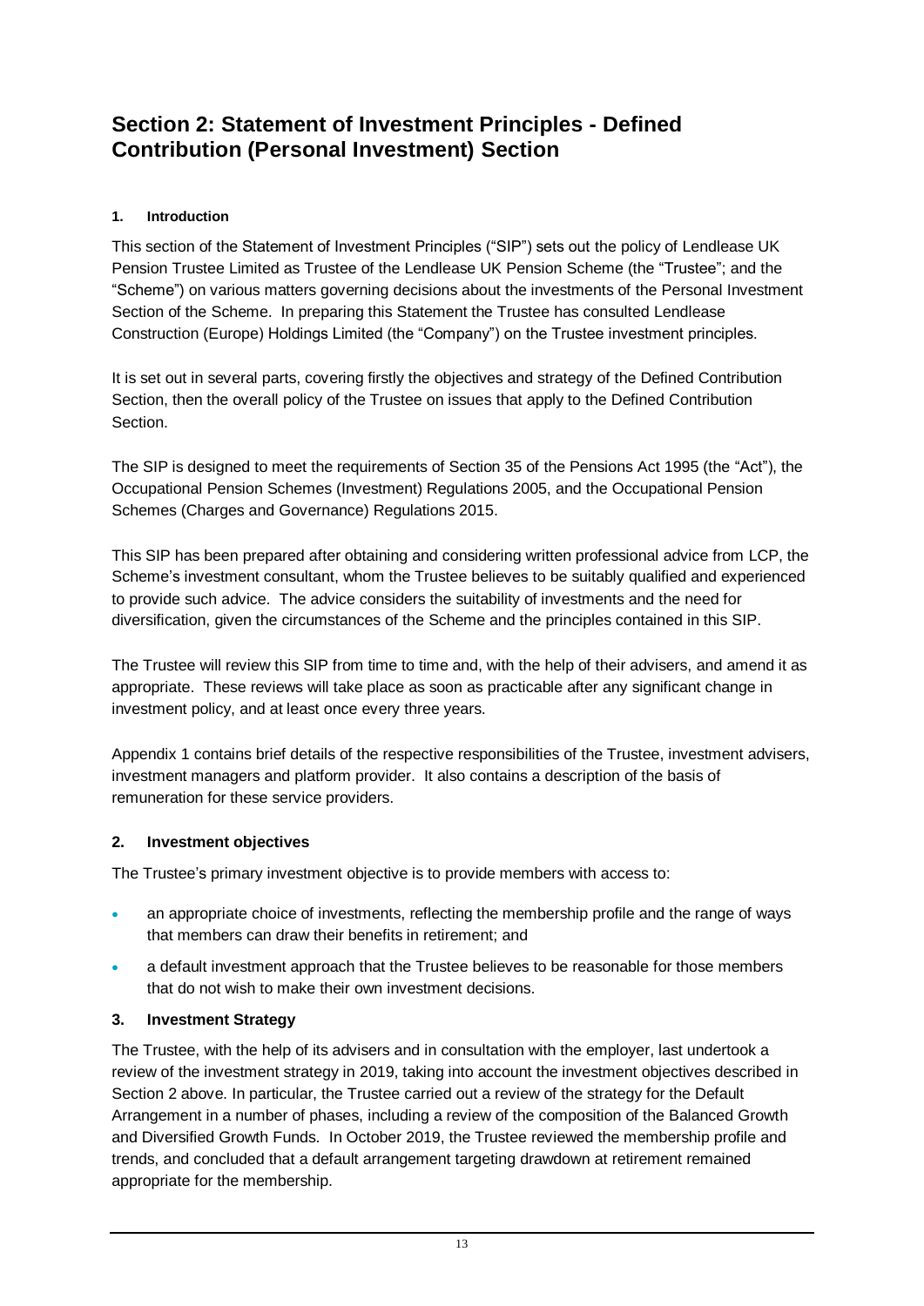# Section 2: Statement of Investment Principles - Defined Contribution (Personal Investment) Section

### 1. Introduction

This section of the Statement of Investment Principles ("SIP") sets out the policy of Lendlease UK Pension Trustee Limited as Trustee of the Lendlease UK Pension Scheme (the "Trustee"; and the "Scheme") on various matters governing decisions about the investments of the Personal Investment Section of the Scheme. In preparing this Statement the Trustee has consulted Lendlease Construction (Europe) Holdings Limited (the "Company") on the Trustee investment principles.

It is set out in several parts, covering firstly the objectives and strategy of the Defined Contribution Section, then the overall policy of the Trustee on issues that apply to the Defined Contribution Section.

The SIP is designed to meet the requirements of Section 35 of the Pensions Act 1995 (the "Act"), the Occupational Pension Schemes (Investment) Regulations 2005, and the Occupational Pension Schemes (Charges and Governance) Regulations 2015.

This SIP has been prepared after obtaining and considering written professional advice from LCP, the Scheme's investment consultant, whom the Trustee believes to be suitably qualified and experienced to provide such advice. The advice considers the suitability of investments and the need for diversification, given the circumstances of the Scheme and the principles contained in this SIP.

The Trustee will review this SIP from time to time and, with the help of their advisers, and amend it as appropriate. These reviews will take place as soon as practicable after any significant change in investment policy, and at least once every three years.

Appendix 1 contains brief details of the respective responsibilities of the Trustee, investment advisers, investment managers and platform provider. It also contains a description of the basis of remuneration for these service providers.

### 2. Investment objectives

The Trustee's primary investment objective is to provide members with access to:

- an appropriate choice of investments, reflecting the membership profile and the range of ways that members can draw their benefits in retirement; and
- a default investment approach that the Trustee believes to be reasonable for those members that do not wish to make their own investment decisions.

### 3. Investment Strategy

The Trustee, with the help of its advisers and in consultation with the employer, last undertook a review of the investment strategy in 2019, taking into account the investment objectives described in Section 2 above. In particular, the Trustee carried out a review of the strategy for the Default Arrangement in a number of phases, including a review of the composition of the Balanced Growth and Diversified Growth Funds. In October 2019, the Trustee reviewed the membership profile and trends, and concluded that a default arrangement targeting drawdown at retirement remained appropriate for the membership.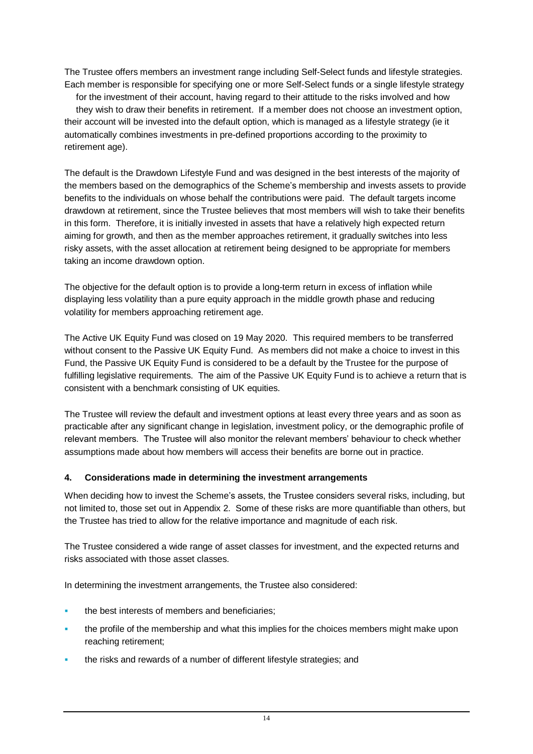The Trustee offers members an investment range including Self-Select funds and lifestyle strategies. Each member is responsible for specifying one or more Self-Select funds or a single lifestyle strategy for the investment of their account, having regard to their attitude to the risks involved and how they wish to draw their benefits in retirement. If a member does not choose an investment option, their account will be invested into the default option, which is managed as a lifestyle strategy (ie it automatically combines investments in pre-defined proportions according to the proximity to retirement age).

The default is the Drawdown Lifestyle Fund and was designed in the best interests of the majority of the members based on the demographics of the Scheme's membership and invests assets to provide benefits to the individuals on whose behalf the contributions were paid. The default targets income drawdown at retirement, since the Trustee believes that most members will wish to take their benefits in this form. Therefore, it is initially invested in assets that have a relatively high expected return aiming for growth, and then as the member approaches retirement, it gradually switches into less risky assets, with the asset allocation at retirement being designed to be appropriate for members taking an income drawdown option.

The objective for the default option is to provide a long-term return in excess of inflation while displaying less volatility than a pure equity approach in the middle growth phase and reducing volatility for members approaching retirement age.

The Active UK Equity Fund was closed on 19 May 2020. This required members to be transferred without consent to the Passive UK Equity Fund. As members did not make a choice to invest in this Fund, the Passive UK Equity Fund is considered to be a default by the Trustee for the purpose of fulfilling legislative requirements. The aim of the Passive UK Equity Fund is to achieve a return that is consistent with a benchmark consisting of UK equities.

The Trustee will review the default and investment options at least every three years and as soon as practicable after any significant change in legislation, investment policy, or the demographic profile of relevant members. The Trustee will also monitor the relevant members' behaviour to check whether assumptions made about how members will access their benefits are borne out in practice.

## 4. Considerations made in determining the investment arrangements

When deciding how to invest the Scheme's assets, the Trustee considers several risks, including, but not limited to, those set out in Appendix 2. Some of these risks are more quantifiable than others, but the Trustee has tried to allow for the relative importance and magnitude of each risk.

The Trustee considered a wide range of asset classes for investment, and the expected returns and risks associated with those asset classes.

In determining the investment arrangements, the Trustee also considered:

- the best interests of members and beneficiaries;
- the profile of the membership and what this implies for the choices members might make upon reaching retirement;
- the risks and rewards of a number of different lifestyle strategies; and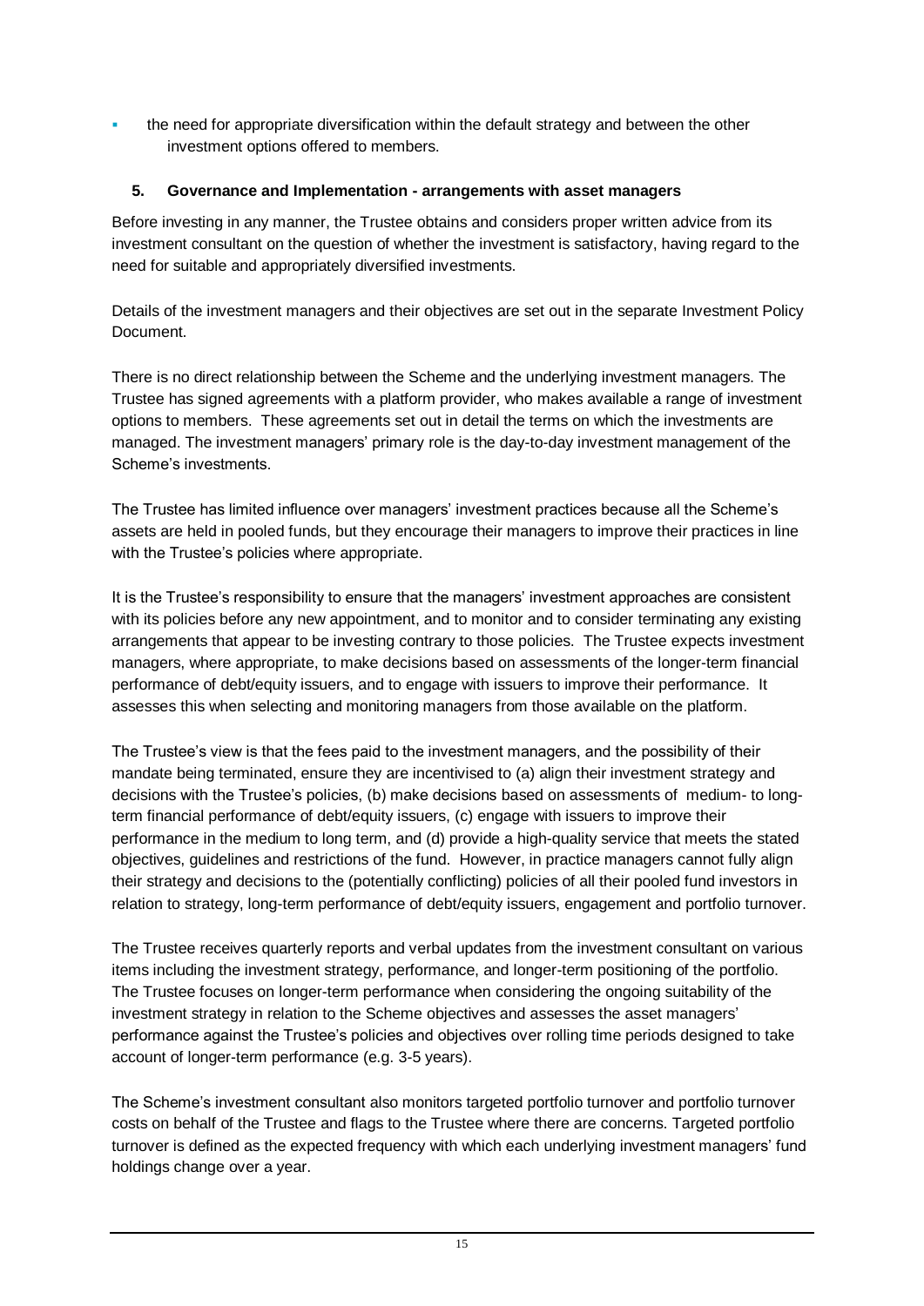- the need for appropriate diversification within the default strategy and between the other investment options offered to members.

### 5. Governance and Implementation - arrangements with asset managers

Before investing in any manner, the Trustee obtains and considers proper written advice from its investment consultant on the question of whether the investment is satisfactory, having regard to the need for suitable and appropriately diversified investments.

Details of the investment managers and their objectives are set out in the separate Investment Policy Document.

There is no direct relationship between the Scheme and the underlying investment managers. The Trustee has signed agreements with a platform provider, who makes available a range of investment options to members. These agreements set out in detail the terms on which the investments are managed. The investment managers' primary role is the day-to-day investment management of the Scheme's investments.

The Trustee has limited influence over managers' investment practices because all the Scheme's assets are held in pooled funds, but they encourage their managers to improve their practices in line with the Trustee's policies where appropriate.

It is the Trustee's responsibility to ensure that the managers' investment approaches are consistent with its policies before any new appointment, and to monitor and to consider terminating any existing arrangements that appear to be investing contrary to those policies. The Trustee expects investment managers, where appropriate, to make decisions based on assessments of the longer-term financial performance of debt/equity issuers, and to engage with issuers to improve their performance. It assesses this when selecting and monitoring managers from those available on the platform.

The Trustee's view is that the fees paid to the investment managers, and the possibility of their mandate being terminated, ensure they are incentivised to (a) align their investment strategy and decisions with the Trustee's policies, (b) make decisions based on assessments of medium- to long-term financial performance of debt/equity issuers, (c) engage with issuers to improve their performance in the medium to long term, and (d) provide a high-quality service that meets the stated objectives, guidelines and restrictions of the fund. However, in practice managers cannot fully align their strategy and decisions to the (potentially conflicting) policies of all their pooled fund investors in relation to strategy, long-term performance of debt/equity issuers, engagement and portfolio turnover.

The Trustee receives quarterly reports and verbal updates from the investment consultant on various items including the investment strategy, performance, and longer-term positioning of the portfolio. The Trustee focuses on longer-term performance when considering the ongoing suitability of the investment strategy in relation to the Scheme objectives and assesses the asset managers' performance against the Trustee's policies and objectives over rolling time periods designed to take account of longer-term performance (e.g. 3-5 years).

The Scheme's investment consultant also monitors targeted portfolio turnover and portfolio turnover costs on behalf of the Trustee and flags to the Trustee where there are concerns. Targeted portfolio turnover is defined as the expected frequency with which each underlying investment managers' fund holdings change over a year.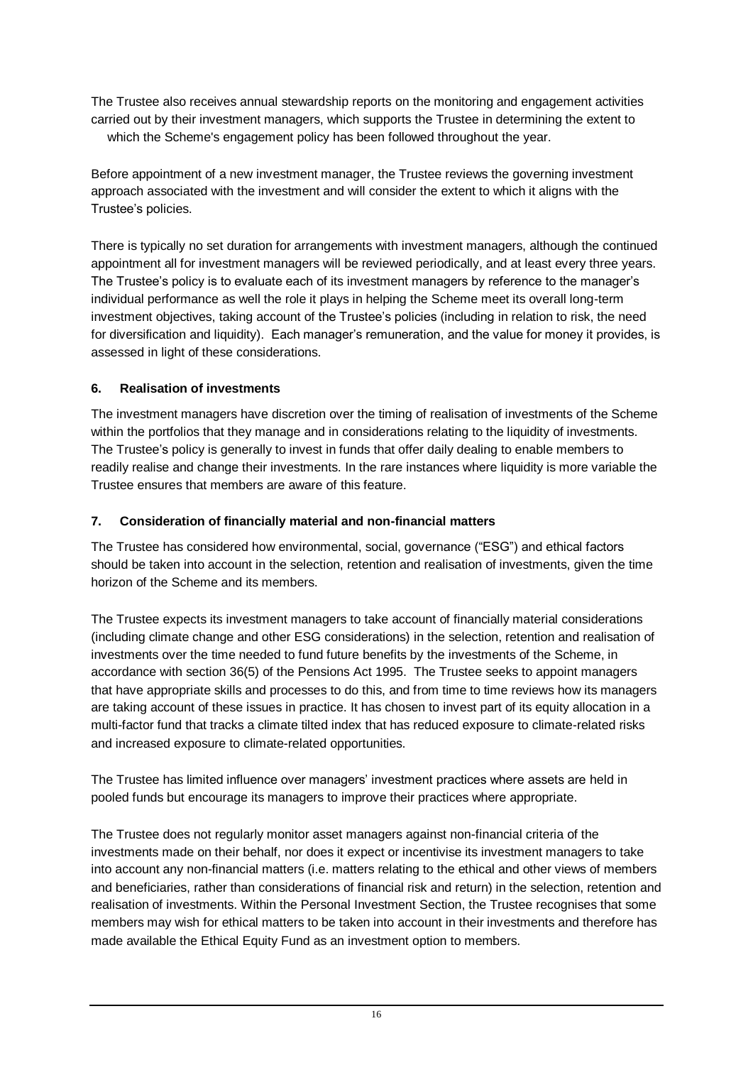The Trustee also receives annual stewardship reports on the monitoring and engagement activities carried out by their investment managers, which supports the Trustee in determining the extent to which the Scheme's engagement policy has been followed throughout the year.

Before appointment of a new investment manager, the Trustee reviews the governing investment approach associated with the investment and will consider the extent to which it aligns with the Trustee's policies.

There is typically no set duration for arrangements with investment managers, although the continued appointment all for investment managers will be reviewed periodically, and at least every three years. The Trustee's policy is to evaluate each of its investment managers by reference to the manager's individual performance as well the role it plays in helping the Scheme meet its overall long-term investment objectives, taking account of the Trustee's policies (including in relation to risk, the need for diversification and liquidity). Each manager's remuneration, and the value for money it provides, is assessed in light of these considerations.

## 6. Realisation of investments

The investment managers have discretion over the timing of realisation of investments of the Scheme within the portfolios that they manage and in considerations relating to the liquidity of investments. The Trustee's policy is generally to invest in funds that offer daily dealing to enable members to readily realise and change their investments. In the rare instances where liquidity is more variable the Trustee ensures that members are aware of this feature.

## 7. Consideration of financially material and non-financial matters

The Trustee has considered how environmental, social, governance ("ESG") and ethical factors should be taken into account in the selection, retention and realisation of investments, given the time horizon of the Scheme and its members.

The Trustee expects its investment managers to take account of financially material considerations (including climate change and other ESG considerations) in the selection, retention and realisation of investments over the time needed to fund future benefits by the investments of the Scheme, in accordance with section 36(5) of the Pensions Act 1995. The Trustee seeks to appoint managers that have appropriate skills and processes to do this, and from time to time reviews how its managers are taking account of these issues in practice. It has chosen to invest part of its equity allocation in a multi-factor fund that tracks a climate tilted index that has reduced exposure to climate-related risks and increased exposure to climate-related opportunities.

The Trustee has limited influence over managers' investment practices where assets are held in pooled funds but encourage its managers to improve their practices where appropriate.

The Trustee does not regularly monitor asset managers against non-financial criteria of the investments made on their behalf, nor does it expect or incentivise its investment managers to take into account any non-financial matters (i.e. matters relating to the ethical and other views of members and beneficiaries, rather than considerations of financial risk and return) in the selection, retention and realisation of investments. Within the Personal Investment Section, the Trustee recognises that some members may wish for ethical matters to be taken into account in their investments and therefore has made available the Ethical Equity Fund as an investment option to members.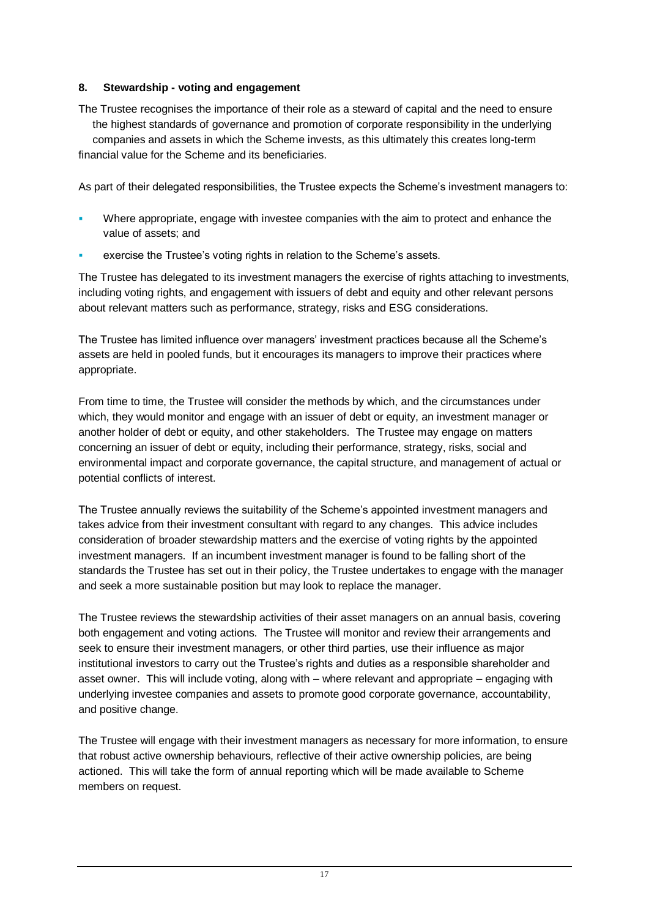## 8. Stewardship - voting and engagement

The Trustee recognises the importance of their role as a steward of capital and the need to ensure the highest standards of governance and promotion of corporate responsibility in the underlying companies and assets in which the Scheme invests, as this ultimately this creates long-term financial value for the Scheme and its beneficiaries.

As part of their delegated responsibilities, the Trustee expects the Scheme's investment managers to:

- Where appropriate, engage with investee companies with the aim to protect and enhance the value of assets; and
- exercise the Trustee's voting rights in relation to the Scheme's assets.

The Trustee has delegated to its investment managers the exercise of rights attaching to investments, including voting rights, and engagement with issuers of debt and equity and other relevant persons about relevant matters such as performance, strategy, risks and ESG considerations.

The Trustee has limited influence over managers' investment practices because all the Scheme's assets are held in pooled funds, but it encourages its managers to improve their practices where appropriate.

From time to time, the Trustee will consider the methods by which, and the circumstances under which, they would monitor and engage with an issuer of debt or equity, an investment manager or another holder of debt or equity, and other stakeholders. The Trustee may engage on matters concerning an issuer of debt or equity, including their performance, strategy, risks, social and environmental impact and corporate governance, the capital structure, and management of actual or potential conflicts of interest.

The Trustee annually reviews the suitability of the Scheme's appointed investment managers and takes advice from their investment consultant with regard to any changes. This advice includes consideration of broader stewardship matters and the exercise of voting rights by the appointed investment managers. If an incumbent investment manager is found to be falling short of the standards the Trustee has set out in their policy, the Trustee undertakes to engage with the manager and seek a more sustainable position but may look to replace the manager.

The Trustee reviews the stewardship activities of their asset managers on an annual basis, covering both engagement and voting actions. The Trustee will monitor and review their arrangements and seek to ensure their investment managers, or other third parties, use their influence as major institutional investors to carry out the Trustee's rights and duties as a responsible shareholder and asset owner. This will include voting, along with – where relevant and appropriate – engaging with underlying investee companies and assets to promote good corporate governance, accountability, and positive change.

The Trustee will engage with their investment managers as necessary for more information, to ensure that robust active ownership behaviours, reflective of their active ownership policies, are being actioned. This will take the form of annual reporting which will be made available to Scheme members on request.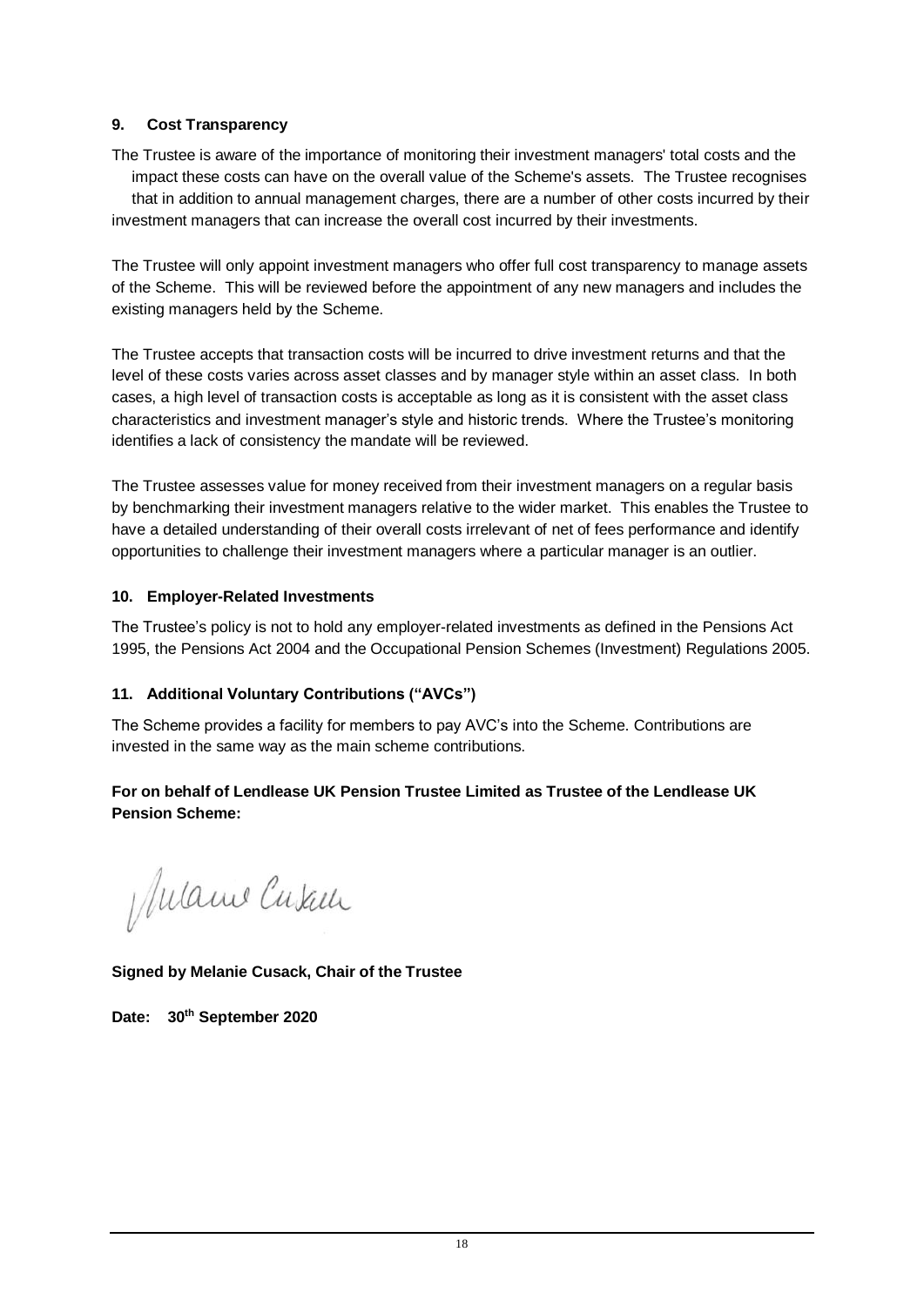## 9. Cost Transparency

The Trustee is aware of the importance of monitoring their investment managers' total costs and the impact these costs can have on the overall value of the Scheme's assets. The Trustee recognises that in addition to annual management charges, there are a number of other costs incurred by their investment managers that can increase the overall cost incurred by their investments.

The Trustee will only appoint investment managers who offer full cost transparency to manage assets of the Scheme. This will be reviewed before the appointment of any new managers and includes the existing managers held by the Scheme.

The Trustee accepts that transaction costs will be incurred to drive investment returns and that the level of these costs varies across asset classes and by manager style within an asset class. In both cases, a high level of transaction costs is acceptable as long as it is consistent with the asset class characteristics and investment manager's style and historic trends. Where the Trustee's monitoring identifies a lack of consistency the mandate will be reviewed.

The Trustee assesses value for money received from their investment managers on a regular basis by benchmarking their investment managers relative to the wider market. This enables the Trustee to have a detailed understanding of their overall costs irrelevant of net of fees performance and identify opportunities to challenge their investment managers where a particular manager is an outlier.

## 10. Employer-Related Investments

The Trustee's policy is not to hold any employer-related investments as defined in the Pensions Act 1995, the Pensions Act 2004 and the Occupational Pension Schemes (Investment) Regulations 2005.

## 11. Additional Voluntary Contributions ("AVCs")

The Scheme provides a facility for members to pay AVC's into the Scheme. Contributions are invested in the same way as the main scheme contributions.

**For on behalf of Lendlease UK Pension Trustee Limited as Trustee of the Lendlease UK Pension Scheme:**

**Signed by Melanie Cusack, Chair of the Trustee**

**Date: 30th September 2020**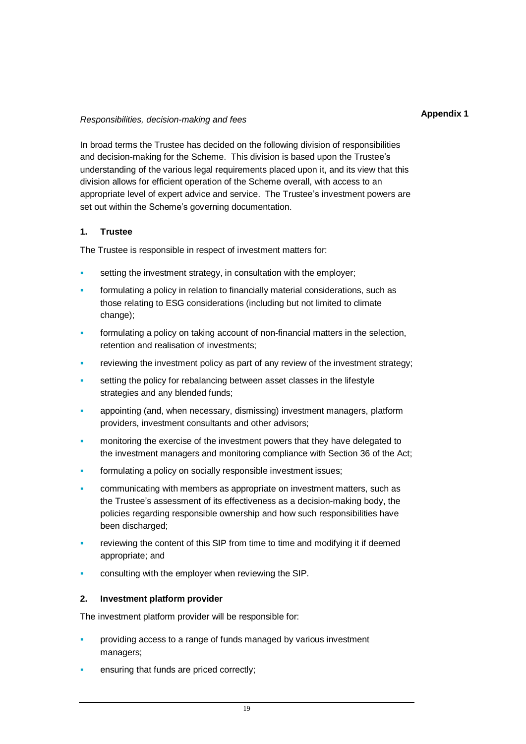**Appendix 1**

*Responsibilities, decision-making and fees*

In broad terms the Trustee has decided on the following division of responsibilities and decision-making for the Scheme. This division is based upon the Trustee's understanding of the various legal requirements placed upon it, and its view that this division allows for efficient operation of the Scheme overall, with access to an appropriate level of expert advice and service. The Trustee's investment powers are set out within the Scheme's governing documentation.

**1. Trustee**

The Trustee is responsible in respect of investment matters for:

- setting the investment strategy, in consultation with the employer;
- formulating a policy in relation to financially material considerations, such as those relating to ESG considerations (including but not limited to climate change);
- formulating a policy on taking account of non-financial matters in the selection, retention and realisation of investments;
- reviewing the investment policy as part of any review of the investment strategy;
- setting the policy for rebalancing between asset classes in the lifestyle strategies and any blended funds;
- appointing (and, when necessary, dismissing) investment managers, platform providers, investment consultants and other advisors;
- monitoring the exercise of the investment powers that they have delegated to the investment managers and monitoring compliance with Section 36 of the Act;
- formulating a policy on socially responsible investment issues;
- communicating with members as appropriate on investment matters, such as the Trustee's assessment of its effectiveness as a decision-making body, the policies regarding responsible ownership and how such responsibilities have been discharged;
- reviewing the content of this SIP from time to time and modifying it if deemed appropriate; and
- consulting with the employer when reviewing the SIP.

**2. Investment platform provider**

The investment platform provider will be responsible for:

- providing access to a range of funds managed by various investment managers;
- ensuring that funds are priced correctly;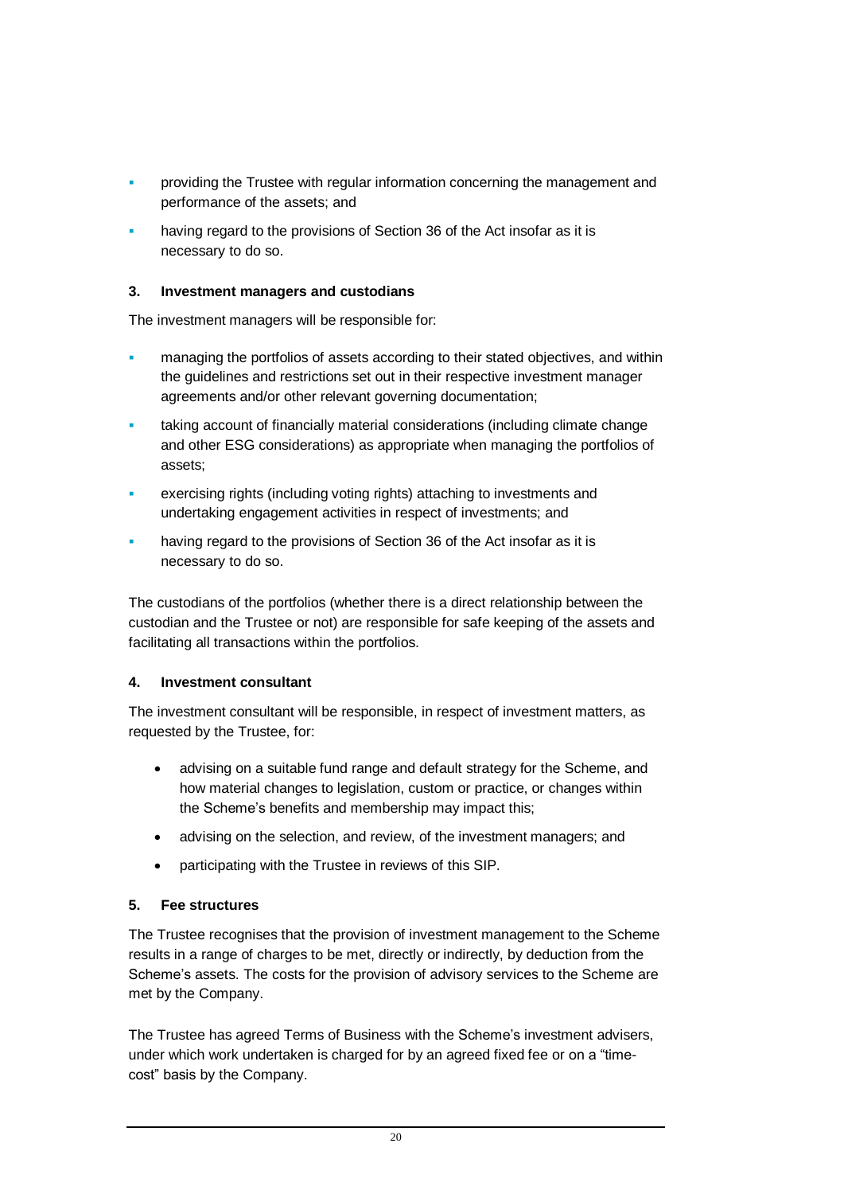- providing the Trustee with regular information concerning the management and performance of the assets; and
- having regard to the provisions of Section 36 of the Act insofar as it is necessary to do so.

### 3. Investment managers and custodians

The investment managers will be responsible for:

- managing the portfolios of assets according to their stated objectives, and within the guidelines and restrictions set out in their respective investment manager agreements and/or other relevant governing documentation;
- taking account of financially material considerations (including climate change and other ESG considerations) as appropriate when managing the portfolios of assets;
- exercising rights (including voting rights) attaching to investments and undertaking engagement activities in respect of investments; and
- having regard to the provisions of Section 36 of the Act insofar as it is necessary to do so.

The custodians of the portfolios (whether there is a direct relationship between the custodian and the Trustee or not) are responsible for safe keeping of the assets and facilitating all transactions within the portfolios.

### 4. Investment consultant

The investment consultant will be responsible, in respect of investment matters, as requested by the Trustee, for:

- advising on a suitable fund range and default strategy for the Scheme, and how material changes to legislation, custom or practice, or changes within the Scheme's benefits and membership may impact this;
- advising on the selection, and review, of the investment managers; and
- participating with the Trustee in reviews of this SIP.

### 5. Fee structures

The Trustee recognises that the provision of investment management to the Scheme results in a range of charges to be met, directly or indirectly, by deduction from the Scheme's assets. The costs for the provision of advisory services to the Scheme are met by the Company.

The Trustee has agreed Terms of Business with the Scheme's investment advisers, under which work undertaken is charged for by an agreed fixed fee or on a "time-cost" basis by the Company.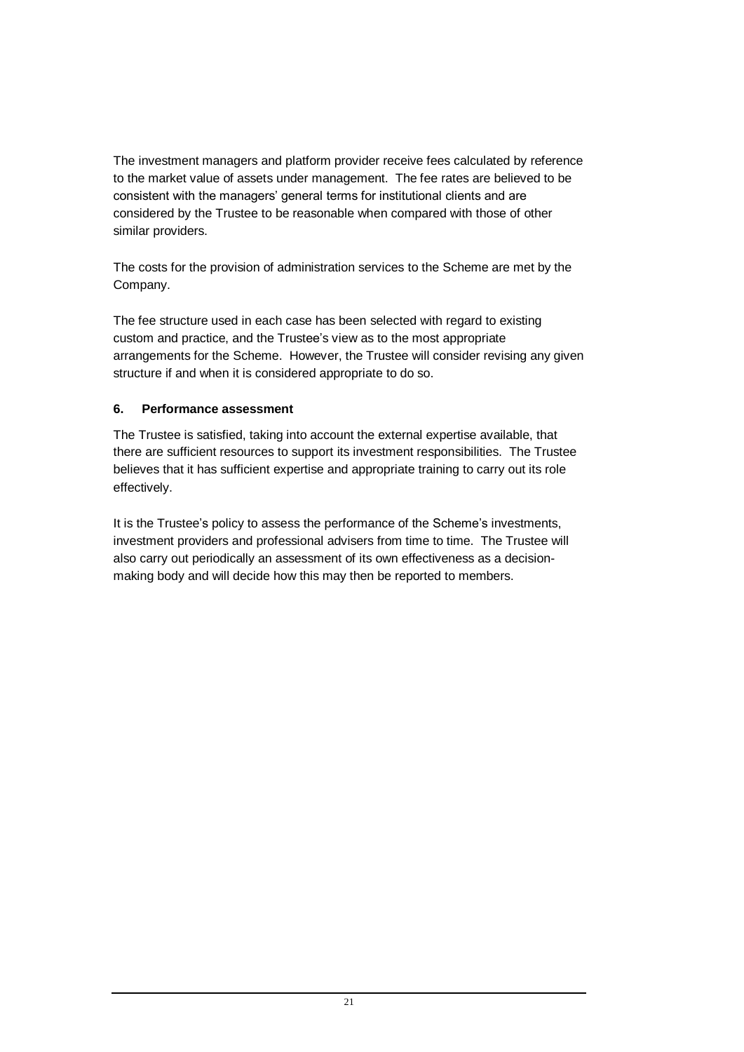The investment managers and platform provider receive fees calculated by reference to the market value of assets under management. The fee rates are believed to be consistent with the managers' general terms for institutional clients and are considered by the Trustee to be reasonable when compared with those of other similar providers.

The costs for the provision of administration services to the Scheme are met by the Company.

The fee structure used in each case has been selected with regard to existing custom and practice, and the Trustee's view as to the most appropriate arrangements for the Scheme. However, the Trustee will consider revising any given structure if and when it is considered appropriate to do so.

### 6. Performance assessment

The Trustee is satisfied, taking into account the external expertise available, that there are sufficient resources to support its investment responsibilities. The Trustee believes that it has sufficient expertise and appropriate training to carry out its role effectively.

It is the Trustee's policy to assess the performance of the Scheme's investments, investment providers and professional advisers from time to time. The Trustee will also carry out periodically an assessment of its own effectiveness as a decision-making body and will decide how this may then be reported to members.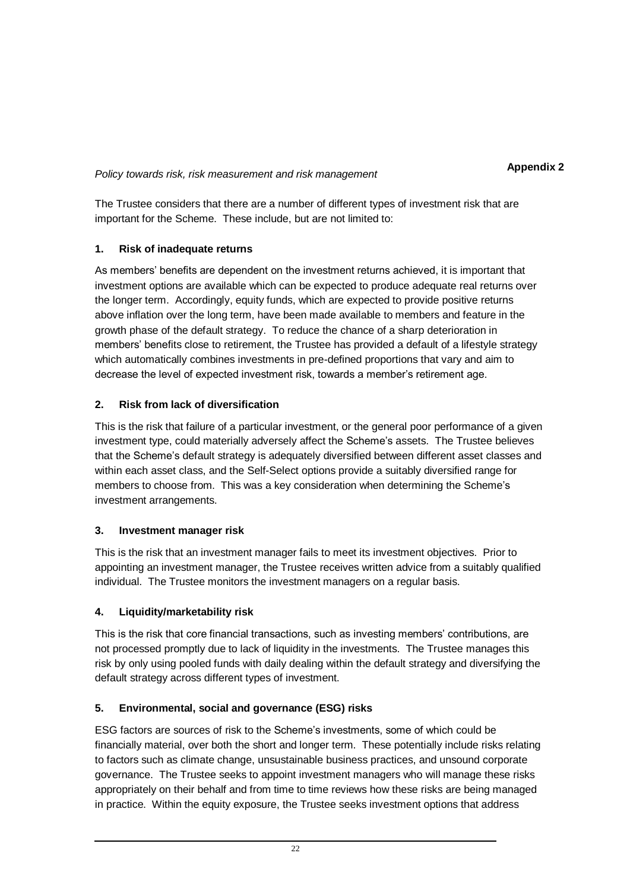**Appendix 2**

*Policy towards risk, risk measurement and risk management*

The Trustee considers that there are a number of different types of investment risk that are important for the Scheme. These include, but are not limited to:

### 1. Risk of inadequate returns

As members' benefits are dependent on the investment returns achieved, it is important that investment options are available which can be expected to produce adequate real returns over the longer term. Accordingly, equity funds, which are expected to provide positive returns above inflation over the long term, have been made available to members and feature in the growth phase of the default strategy. To reduce the chance of a sharp deterioration in members' benefits close to retirement, the Trustee has provided a default of a lifestyle strategy which automatically combines investments in pre-defined proportions that vary and aim to decrease the level of expected investment risk, towards a member's retirement age.

### 2. Risk from lack of diversification

This is the risk that failure of a particular investment, or the general poor performance of a given investment type, could materially adversely affect the Scheme's assets. The Trustee believes that the Scheme's default strategy is adequately diversified between different asset classes and within each asset class, and the Self-Select options provide a suitably diversified range for members to choose from. This was a key consideration when determining the Scheme's investment arrangements.

### 3. Investment manager risk

This is the risk that an investment manager fails to meet its investment objectives. Prior to appointing an investment manager, the Trustee receives written advice from a suitably qualified individual. The Trustee monitors the investment managers on a regular basis.

### 4. Liquidity/marketability risk

This is the risk that core financial transactions, such as investing members' contributions, are not processed promptly due to lack of liquidity in the investments. The Trustee manages this risk by only using pooled funds with daily dealing within the default strategy and diversifying the default strategy across different types of investment.

### 5. Environmental, social and governance (ESG) risks

ESG factors are sources of risk to the Scheme's investments, some of which could be financially material, over both the short and longer term. These potentially include risks relating to factors such as climate change, unsustainable business practices, and unsound corporate governance. The Trustee seeks to appoint investment managers who will manage these risks appropriately on their behalf and from time to time reviews how these risks are being managed in practice. Within the equity exposure, the Trustee seeks investment options that address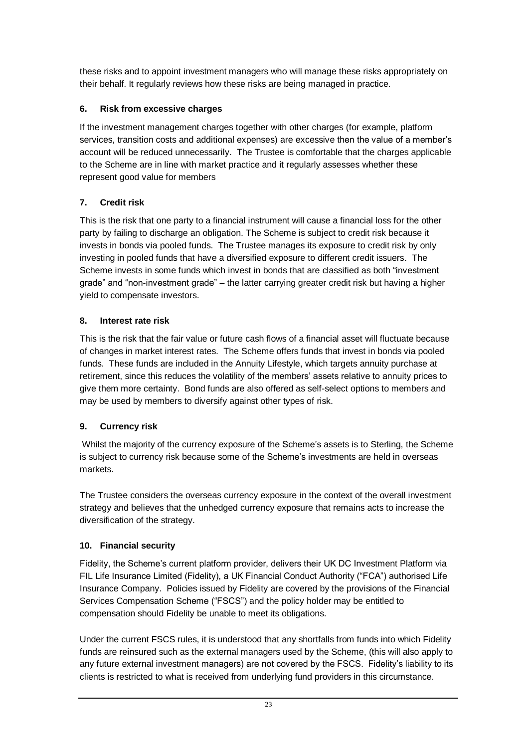these risks and to appoint investment managers who will manage these risks appropriately on their behalf. It regularly reviews how these risks are being managed in practice.

### 6. Risk from excessive charges

If the investment management charges together with other charges (for example, platform services, transition costs and additional expenses) are excessive then the value of a member's account will be reduced unnecessarily. The Trustee is comfortable that the charges applicable to the Scheme are in line with market practice and it regularly assesses whether these represent good value for members

### 7. Credit risk

This is the risk that one party to a financial instrument will cause a financial loss for the other party by failing to discharge an obligation. The Scheme is subject to credit risk because it invests in bonds via pooled funds. The Trustee manages its exposure to credit risk by only investing in pooled funds that have a diversified exposure to different credit issuers. The Scheme invests in some funds which invest in bonds that are classified as both "investment grade" and "non-investment grade" – the latter carrying greater credit risk but having a higher yield to compensate investors.

### 8. Interest rate risk

This is the risk that the fair value or future cash flows of a financial asset will fluctuate because of changes in market interest rates. The Scheme offers funds that invest in bonds via pooled funds. These funds are included in the Annuity Lifestyle, which targets annuity purchase at retirement, since this reduces the volatility of the members' assets relative to annuity prices to give them more certainty. Bond funds are also offered as self-select options to members and may be used by members to diversify against other types of risk.

### 9. Currency risk

Whilst the majority of the currency exposure of the Scheme's assets is to Sterling, the Scheme is subject to currency risk because some of the Scheme's investments are held in overseas markets.

The Trustee considers the overseas currency exposure in the context of the overall investment strategy and believes that the unhedged currency exposure that remains acts to increase the diversification of the strategy.

### 10. Financial security

Fidelity, the Scheme's current platform provider, delivers their UK DC Investment Platform via FIL Life Insurance Limited (Fidelity), a UK Financial Conduct Authority ("FCA") authorised Life Insurance Company. Policies issued by Fidelity are covered by the provisions of the Financial Services Compensation Scheme ("FSCS") and the policy holder may be entitled to compensation should Fidelity be unable to meet its obligations.

Under the current FSCS rules, it is understood that any shortfalls from funds into which Fidelity funds are reinsured such as the external managers used by the Scheme, (this will also apply to any future external investment managers) are not covered by the FSCS. Fidelity's liability to its clients is restricted to what is received from underlying fund providers in this circumstance.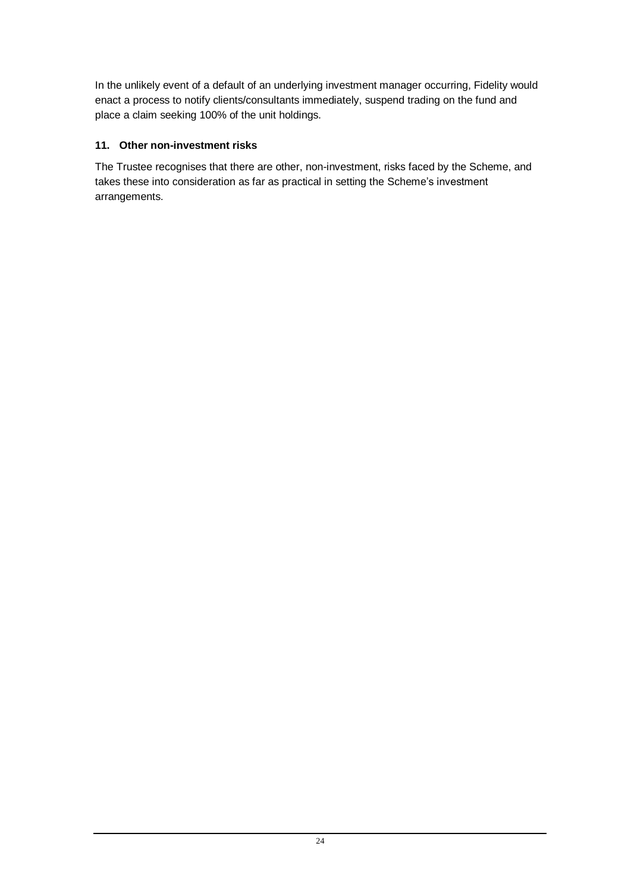In the unlikely event of a default of an underlying investment manager occurring, Fidelity would enact a process to notify clients/consultants immediately, suspend trading on the fund and place a claim seeking 100% of the unit holdings.

### 11. Other non-investment risks

The Trustee recognises that there are other, non-investment, risks faced by the Scheme, and takes these into consideration as far as practical in setting the Scheme's investment arrangements.